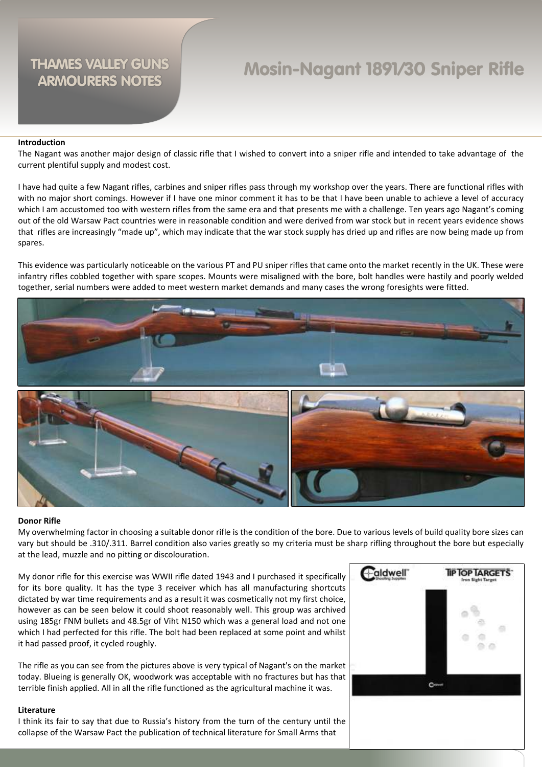# THAMES VALLEY GUNS ARMOURERS NOTES

# Mosin-Nagant 1891/30 Sniper Rifle

**Introduction**

The Nagant was another major design of classic rifle that I wished to convert into a sniper rifle and intended to take advantage of the current plentiful supply and modest cost.

I have had quite a few Nagant rifles, carbines and sniper rifles pass through my workshop over the years. There are functional rifles with with no major short comings. However if I have one minor comment it has to be that I have been unable to achieve a level of accuracy which I am accustomed too with western rifles from the same era and that presents me with a challenge. Ten years ago Nagant's coming out of the old Warsaw Pact countries were in reasonable condition and were derived from war stock but in recent years evidence shows that rifles are increasingly "made up", which may indicate that the war stock supply has dried up and rifles are now being made up from spares.

This evidence was particularly noticeable on the various PT and PU sniper rifles that came onto the market recently in the UK. These were infantry rifles cobbled together with spare scopes. Mounts were misaligned with the bore, bolt handles were hastily and poorly welded together, serial numbers were added to meet western market demands and many cases the wrong foresights were fitted.

**Donor Rifle**

My overwhelming factor in choosing a suitable donor rifle is the condition of the bore. Due to various levels of build quality bore sizes can vary but should be .310/.311. Barrel condition also varies greatly so my criteria must be sharp rifling throughout the bore but especially at the lead, muzzle and no pitting or discolouration.

My donor rifle for this exercise was WWII rifle dated 1943 and I purchased it specifically for its bore quality. It has the type 3 receiver which has all manufacturing shortcuts dictated by war time requirements and as a result it was cosmetically not my first choice, however as can be seen below it could shoot reasonably well. This group was archived using 185gr FNM bullets and 48.5gr of Viht N150 which was a general load and not one which I had perfected for this rifle. The bolt had been replaced at some point and whilst it had passed proof, it cycled roughly.

The rifle as you can see from the pictures above is very typical of Nagant's on the market today. Blueing is generally OK, woodwork was acceptable with no fractures but has that terrible finish applied. All in all the rifle functioned as the agricultural machine it was.

**Literature**

I think its fair to say that due to Russia's history from the turn of the century until the collapse of the Warsaw Pact the publication of technical literature for Small Arms that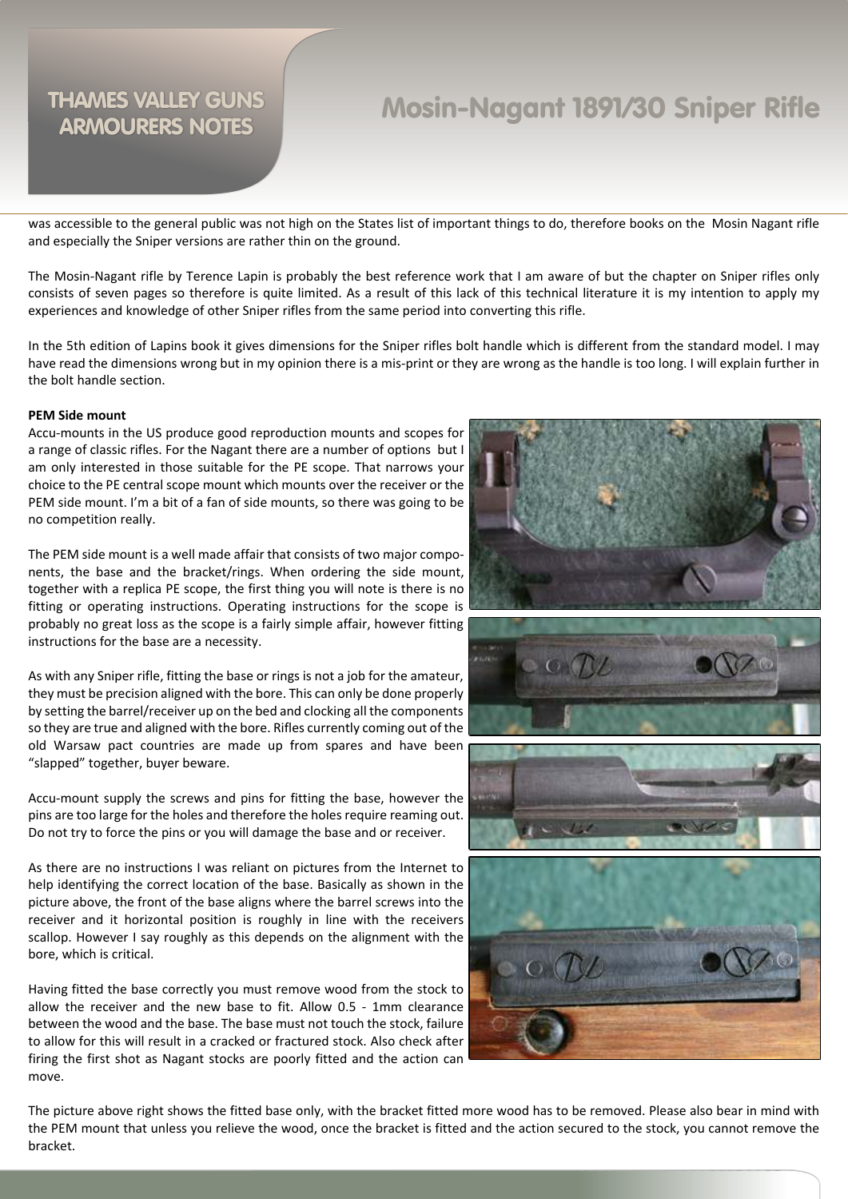was accessible to the general public was not high on the States list of important things to do, therefore books on the Mosin Nagant rifle and especially the Sniper versions are rather thin on the ground.

The Mosin-Nagant rifle by Terence Lapin is probably the best reference work that I am aware of but the chapter on Sniper rifles only consists of seven pages so therefore is quite limited. As a result of this lack of this technical literature it is my intention to apply my experiences and knowledge of other Sniper rifles from the same period into converting this rifle.

In the 5th edition of Lapins book it gives dimensions for the Sniper rifles bolt handle which is different from the standard model. I may have read the dimensions wrong but in my opinion there is a mis-print or they are wrong as the handle is too long. I will explain further in the bolt handle section.

**PEM Side mount**

Accu-mounts in the US produce good reproduction mounts and scopes for a range of classic rifles. For the Nagant there are a number of options but I am only interested in those suitable for the PE scope. That narrows your choice to the PE central scope mount which mounts over the receiver or the PEM side mount. I'm a bit of a fan of side mounts, so there was going to be no competition really.

The PEM side mount is a well made affair that consists of two major components, the base and the bracket/rings. When ordering the side mount, together with a replica PE scope, the first thing you will note is there is no fitting or operating instructions. Operating instructions for the scope is probably no great loss as the scope is a fairly simple affair, however fitting instructions for the base are a necessity.

As with any Sniper rifle, fitting the base or rings is not a job for the amateur, they must be precision aligned with the bore. This can only be done properly by setting the barrel/receiver up on the bed and clocking all the components so they are true and aligned with the bore. Rifles currently coming out of the old Warsaw pact countries are made up from spares and have been "slapped" together, buyer beware.

Accu-mount supply the screws and pins for fitting the base, however the pins are too large for the holes and therefore the holes require reaming out. Do not try to force the pins or you will damage the base and or receiver.

As there are no instructions I was reliant on pictures from the Internet to help identifying the correct location of the base. Basically as shown in the picture above, the front of the base aligns where the barrel screws into the receiver and it horizontal position is roughly in line with the receivers scallop. However I say roughly as this depends on the alignment with the bore, which is critical.

Having fitted the base correctly you must remove wood from the stock to allow the receiver and the new base to fit. Allow 0.5 - 1mm clearance between the wood and the base. The base must not touch the stock, failure to allow for this will result in a cracked or fractured stock. Also check after firing the first shot as Nagant stocks are poorly fitted and the action can move.

The picture above right shows the fitted base only, with the bracket fitted more wood has to be removed. Please also bear in mind with the PEM mount that unless you relieve the wood, once the bracket is fitted and the action secured to the stock, you cannot remove the bracket.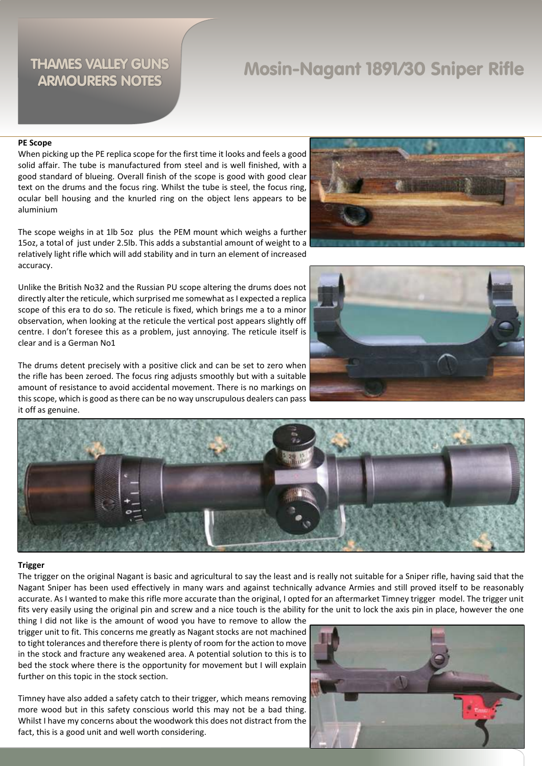# Mosin-Nagant 1891/30 Sniper Rifle

**PE Scope**

When picking up the PE replica scope for the first time it looks and feels a good solid affair. The tube is manufactured from steel and is well finished, with a good standard of blueing. Overall finish of the scope is good with good clear text on the drums and the focus ring. Whilst the tube is steel, the focus ring, ocular bell housing and the knurled ring on the object lens appears to be aluminium

The scope weighs in at 1lb 5oz plus the PEM mount which weighs a further 15oz, a total of just under 2.5lb. This adds a substantial amount of weight to a relatively light rifle which will add stability and in turn an element of increased accuracy.

Unlike the British No32 and the Russian PU scope altering the drums does not directly alter the reticule, which surprised me somewhat as I expected a replica scope of this era to do so. The reticule is fixed, which brings me a to a minor observation, when looking at the reticule the vertical post appears slightly off centre. I don't foresee this as a problem, just annoying. The reticule itself is clear and is a German No1

The drums detent precisely with a positive click and can be set to zero when the rifle has been zeroed. The focus ring adjusts smoothly but with a suitable amount of resistance to avoid accidental movement. There is no markings on this scope, which is good as there can be no way unscrupulous dealers can pass it off as genuine.

**Trigger**

The trigger on the original Nagant is basic and agricultural to say the least and is really not suitable for a Sniper rifle, having said that the Nagant Sniper has been used effectively in many wars and against technically advance Armies and still proved itself to be reasonably accurate. As I wanted to make this rifle more accurate than the original, I opted for an aftermarket Timney trigger model. The trigger unit fits very easily using the original pin and screw and a nice touch is the ability for the unit to lock the axis pin in place, however the one thing I did not like is the amount of wood you have to remove to allow the trigger unit to fit. This concerns me greatly as Nagant stocks are not machined to tight tolerances and therefore there is plenty of room for the action to move in the stock and fracture any weakened area. A potential solution to this is to bed the stock where there is the opportunity for movement but I will explain further on this topic in the stock section.

Timney have also added a safety catch to their trigger, which means removing more wood but in this safety conscious world this may not be a bad thing. Whilst I have my concerns about the woodwork this does not distract from the fact, this is a good unit and well worth considering.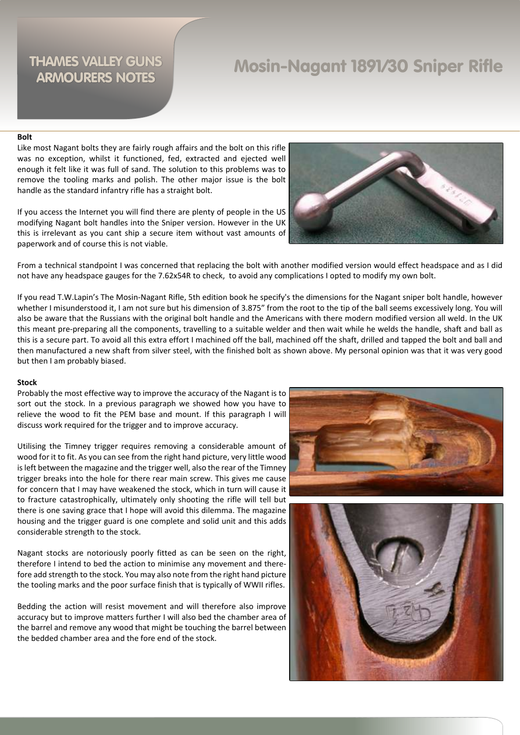# Mosin-Nagant 1891/30 Sniper Rifle

**Bolt**

Like most Nagant bolts they are fairly rough affairs and the bolt on this rifle was no exception, whilst it functioned, fed, extracted and ejected well enough it felt like it was full of sand. The solution to this problems was to remove the tooling marks and polish. The other major issue is the bolt handle as the standard infantry rifle has a straight bolt.

If you access the Internet you will find there are plenty of people in the US modifying Nagant bolt handles into the Sniper version. However in the UK this is irrelevant as you cant ship a secure item without vast amounts of paperwork and of course this is not viable.

From a technical standpoint I was concerned that replacing the bolt with another modified version would effect headspace and as I did not have any headspace gauges for the 7.62x54R to check, to avoid any complications I opted to modify my own bolt.

If you read T.W.Lapin's The Mosin-Nagant Rifle, 5th edition book he specify's the dimensions for the Nagant sniper bolt handle, however whether I misunderstood it, I am not sure but his dimension of 3.875" from the root to the tip of the ball seems excessively long. You will also be aware that the Russians with the original bolt handle and the Americans with there modern modified version all weld. In the UK this meant pre-preparing all the components, travelling to a suitable welder and then wait while he welds the handle, shaft and ball as this is a secure part. To avoid all this extra effort I machined off the ball, machined off the shaft, drilled and tapped the bolt and ball and then manufactured a new shaft from silver steel, with the finished bolt as shown above. My personal opinion was that it was very good but then I am probably biased.

**Stock**

Probably the most effective way to improve the accuracy of the Nagant is to sort out the stock. In a previous paragraph we showed how you have to relieve the wood to fit the PEM base and mount. If this paragraph I will discuss work required for the trigger and to improve accuracy.

Utilising the Timney trigger requires removing a considerable amount of wood for it to fit. As you can see from the right hand picture, very little wood is left between the magazine and the trigger well, also the rear of the Timney trigger breaks into the hole for there rear main screw. This gives me cause for concern that I may have weakened the stock, which in turn will cause it to fracture catastrophically, ultimately only shooting the rifle will tell but there is one saving grace that I hope will avoid this dilemma. The magazine housing and the trigger guard is one complete and solid unit and this adds considerable strength to the stock.

Nagant stocks are notoriously poorly fitted as can be seen on the right, therefore I intend to bed the action to minimise any movement and therefore add strength to the stock. You may also note from the right hand picture the tooling marks and the poor surface finish that is typically of WWII rifles.

Bedding the action will resist movement and will therefore also improve accuracy but to improve matters further I will also bed the chamber area of the barrel and remove any wood that might be touching the barrel between the bedded chamber area and the fore end of the stock.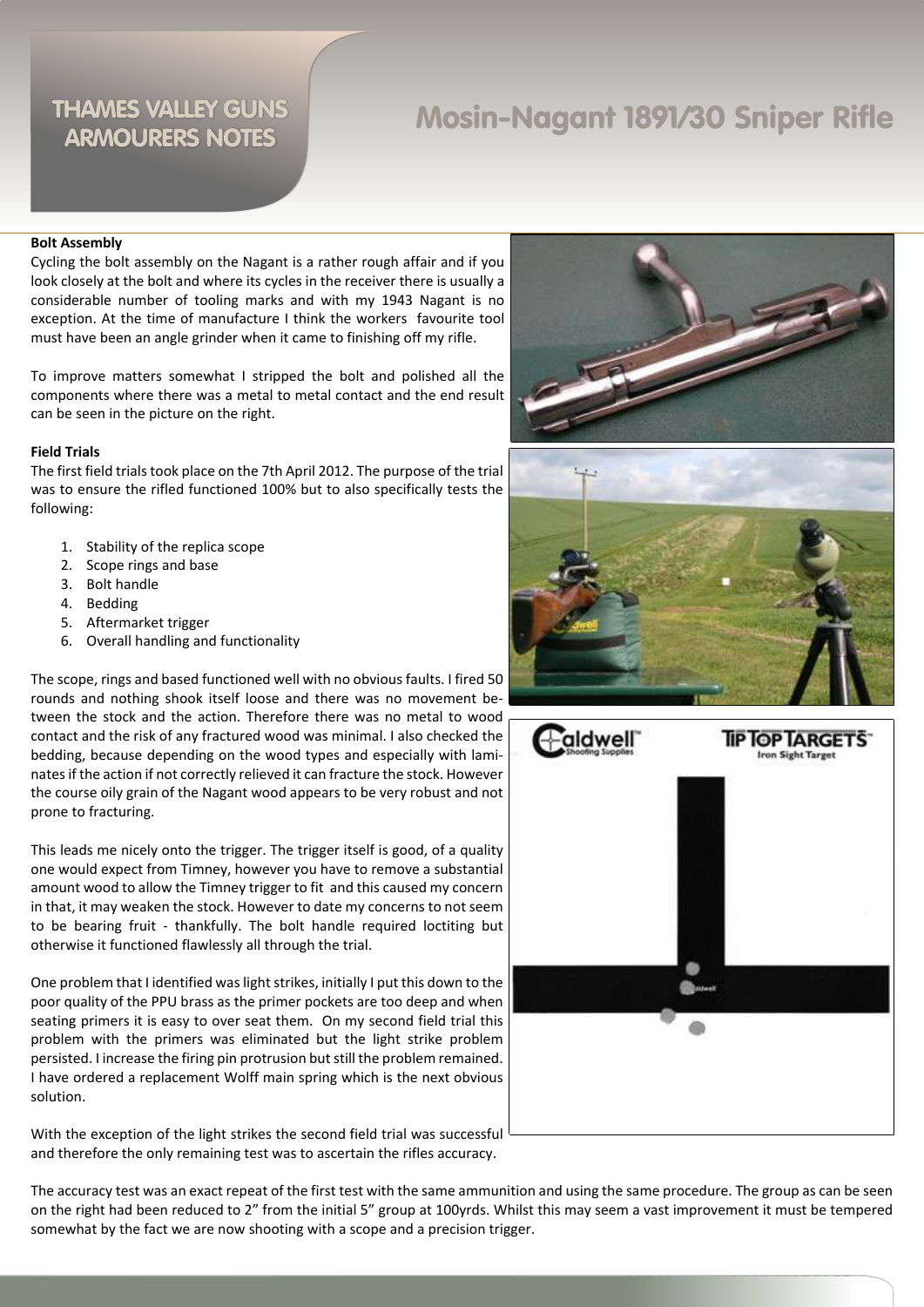**Bolt Assembly**

Cycling the bolt assembly on the Nagant is a rather rough affair and if you look closely at the bolt and where its cycles in the receiver there is usually a considerable number of tooling marks and with my 1943 Nagant is no exception. At the time of manufacture I think the workers favourite tool must have been an angle grinder when it came to finishing off my rifle.

To improve matters somewhat I stripped the bolt and polished all the components where there was a metal to metal contact and the end result can be seen in the picture on the right.

**Field Trials**

The first field trials took place on the 7th April 2012. The purpose of the trial was to ensure the rifled functioned 100% but to also specifically tests the following:

1. Stability of the replica scope
2. Scope rings and base
3. Bolt handle
4. Bedding
5. Aftermarket trigger
6. Overall handling and functionality

The scope, rings and based functioned well with no obvious faults. I fired 50 rounds and nothing shook itself loose and there was no movement between the stock and the action. Therefore there was no metal to wood contact and the risk of any fractured wood was minimal. I also checked the bedding, because depending on the wood types and especially with laminates if the action if not correctly relieved it can fracture the stock. However the course oily grain of the Nagant wood appears to be very robust and not prone to fracturing.

This leads me nicely onto the trigger. The trigger itself is good, of a quality one would expect from Timney, however you have to remove a substantial amount wood to allow the Timney trigger to fit and this caused my concern in that, it may weaken the stock. However to date my concerns to not seem to be bearing fruit - thankfully. The bolt handle required loctiting but otherwise it functioned flawlessly all through the trial.

One problem that I identified was light strikes, initially I put this down to the poor quality of the PPU brass as the primer pockets are too deep and when seating primers it is easy to over seat them. On my second field trial this problem with the primers was eliminated but the light strike problem persisted. I increase the firing pin protrusion but still the problem remained. I have ordered a replacement Wolff main spring which is the next obvious solution.

With the exception of the light strikes the second field trial was successful and therefore the only remaining test was to ascertain the rifles accuracy.

The accuracy test was an exact repeat of the first test with the same ammunition and using the same procedure. The group as can be seen on the right had been reduced to 2" from the initial 5" group at 100yrds. Whilst this may seem a vast improvement it must be tempered somewhat by the fact we are now shooting with a scope and a precision trigger.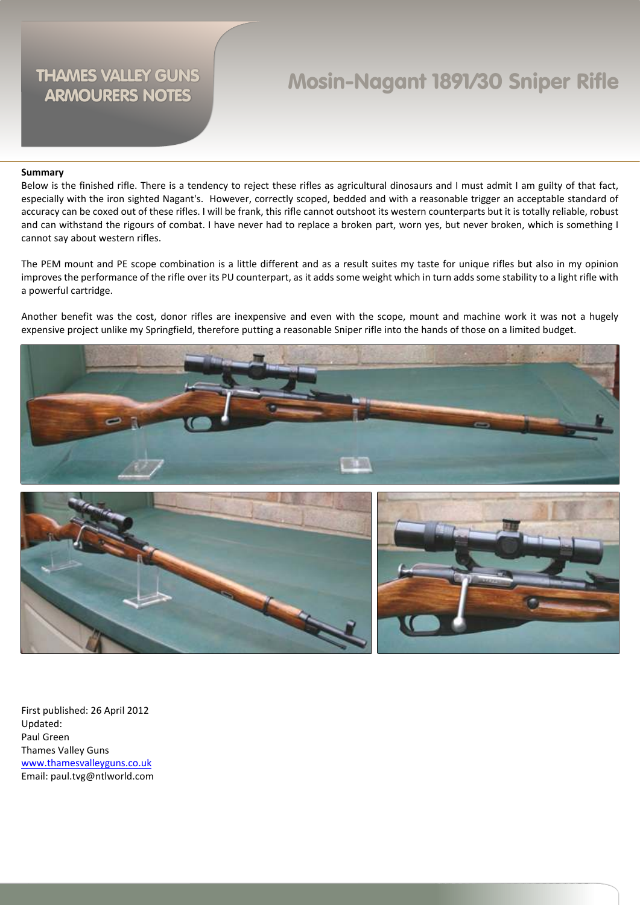# THAMES VALLEY GUNS ARMOURERS NOTES

# Mosin-Nagant 1891/30 Sniper Rifle

**Summary**

Below is the finished rifle. There is a tendency to reject these rifles as agricultural dinosaurs and I must admit I am guilty of that fact, especially with the iron sighted Nagant's. However, correctly scoped, bedded and with a reasonable trigger an acceptable standard of accuracy can be coxed out of these rifles. I will be frank, this rifle cannot outshoot its western counterparts but it is totally reliable, robust and can withstand the rigours of combat. I have never had to replace a broken part, worn yes, but never broken, which is something I cannot say about western rifles.

The PEM mount and PE scope combination is a little different and as a result suites my taste for unique rifles but also in my opinion improves the performance of the rifle over its PU counterpart, as it adds some weight which in turn adds some stability to a light rifle with a powerful cartridge.

Another benefit was the cost, donor rifles are inexpensive and even with the scope, mount and machine work it was not a hugely expensive project unlike my Springfield, therefore putting a reasonable Sniper rifle into the hands of those on a limited budget.

First published: 26 April 2012
Updated:
Paul Green
Thames Valley Guns
www.thamesvalleyguns.co.uk
Email: paul.tvg@ntlworld.com